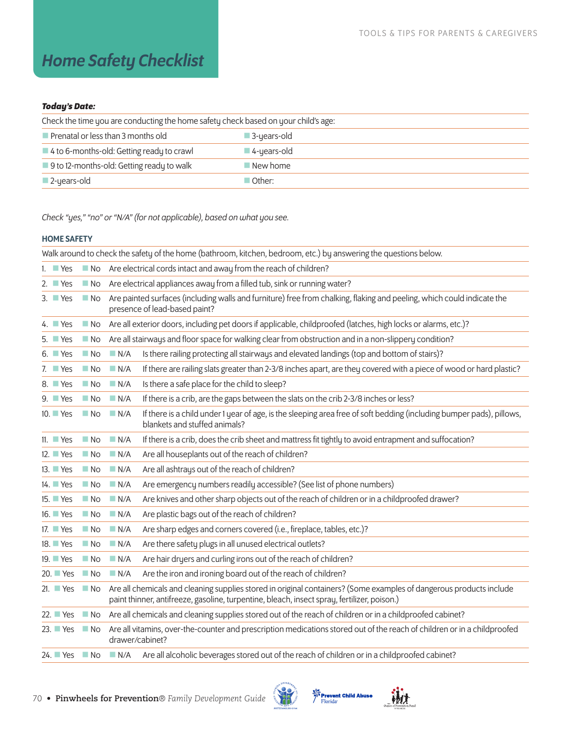# Home Safety Checklist

***Today's Date:***

| | |
|---|---|
| Check the time you are conducting the home safety check based on your child's age: | |
| ■ Prenatal or less than 3 months old | ■ 3-years-old |
| ■ 4 to 6-months-old: Getting ready to crawl | ■ 4-years-old |
| ■ 9 to 12-months-old: Getting ready to walk | ■ New home |
| ■ 2-years-old | ■ Other: |

*Check "yes," "no" or "N/A" (for not applicable), based on what you see.*

**HOME SAFETY**

Walk around to check the safety of the home (bathroom, kitchen, bedroom, etc.) by answering the questions below.

| | | | | |
|---|---|---|---|---|
| 1. ■ Yes | ■ No | | Are electrical cords intact and away from the reach of children? |
| 2. ■ Yes | ■ No | | Are electrical appliances away from a filled tub, sink or running water? |
| 3. ■ Yes | ■ No | | Are painted surfaces (including walls and furniture) free from chalking, flaking and peeling, which could indicate the presence of lead-based paint? |
| 4. ■ Yes | ■ No | | Are all exterior doors, including pet doors if applicable, childproofed (latches, high locks or alarms, etc.)? |
| 5. ■ Yes | ■ No | | Are all stairways and floor space for walking clear from obstruction and in a non-slippery condition? |
| 6. ■ Yes | ■ No | ■ N/A | Is there railing protecting all stairways and elevated landings (top and bottom of stairs)? |
| 7. ■ Yes | ■ No | ■ N/A | If there are railing slats greater than 2-3/8 inches apart, are they covered with a piece of wood or hard plastic? |
| 8. ■ Yes | ■ No | ■ N/A | Is there a safe place for the child to sleep? |
| 9. ■ Yes | ■ No | ■ N/A | If there is a crib, are the gaps between the slats on the crib 2-3/8 inches or less? |
| 10. ■ Yes | ■ No | ■ N/A | If there is a child under 1 year of age, is the sleeping area free of soft bedding (including bumper pads), pillows, blankets and stuffed animals? |
| 11. ■ Yes | ■ No | ■ N/A | If there is a crib, does the crib sheet and mattress fit tightly to avoid entrapment and suffocation? |
| 12. ■ Yes | ■ No | ■ N/A | Are all houseplants out of the reach of children? |
| 13. ■ Yes | ■ No | ■ N/A | Are all ashtrays out of the reach of children? |
| 14. ■ Yes | ■ No | ■ N/A | Are emergency numbers readily accessible? (See list of phone numbers) |
| 15. ■ Yes | ■ No | ■ N/A | Are knives and other sharp objects out of the reach of children or in a childproofed drawer? |
| 16. ■ Yes | ■ No | ■ N/A | Are plastic bags out of the reach of children? |
| 17. ■ Yes | ■ No | ■ N/A | Are sharp edges and corners covered (i.e., fireplace, tables, etc.)? |
| 18. ■ Yes | ■ No | ■ N/A | Are there safety plugs in all unused electrical outlets? |
| 19. ■ Yes | ■ No | ■ N/A | Are hair dryers and curling irons out of the reach of children? |
| 20. ■ Yes | ■ No | ■ N/A | Are the iron and ironing board out of the reach of children? |
| 21. ■ Yes | ■ No | | Are all chemicals and cleaning supplies stored in original containers? (Some examples of dangerous products include paint thinner, antifreeze, gasoline, turpentine, bleach, insect spray, fertilizer, poison.) |
| 22. ■ Yes | ■ No | | Are all chemicals and cleaning supplies stored out of the reach of children or in a childproofed cabinet? |
| 23. ■ Yes | ■ No | | Are all vitamins, over-the-counter and prescription medications stored out of the reach of children or in a childproofed drawer/cabinet? |
| 24. ■ Yes | ■ No | ■ N/A | Are all alcoholic beverages stored out of the reach of children or in a childproofed cabinet? |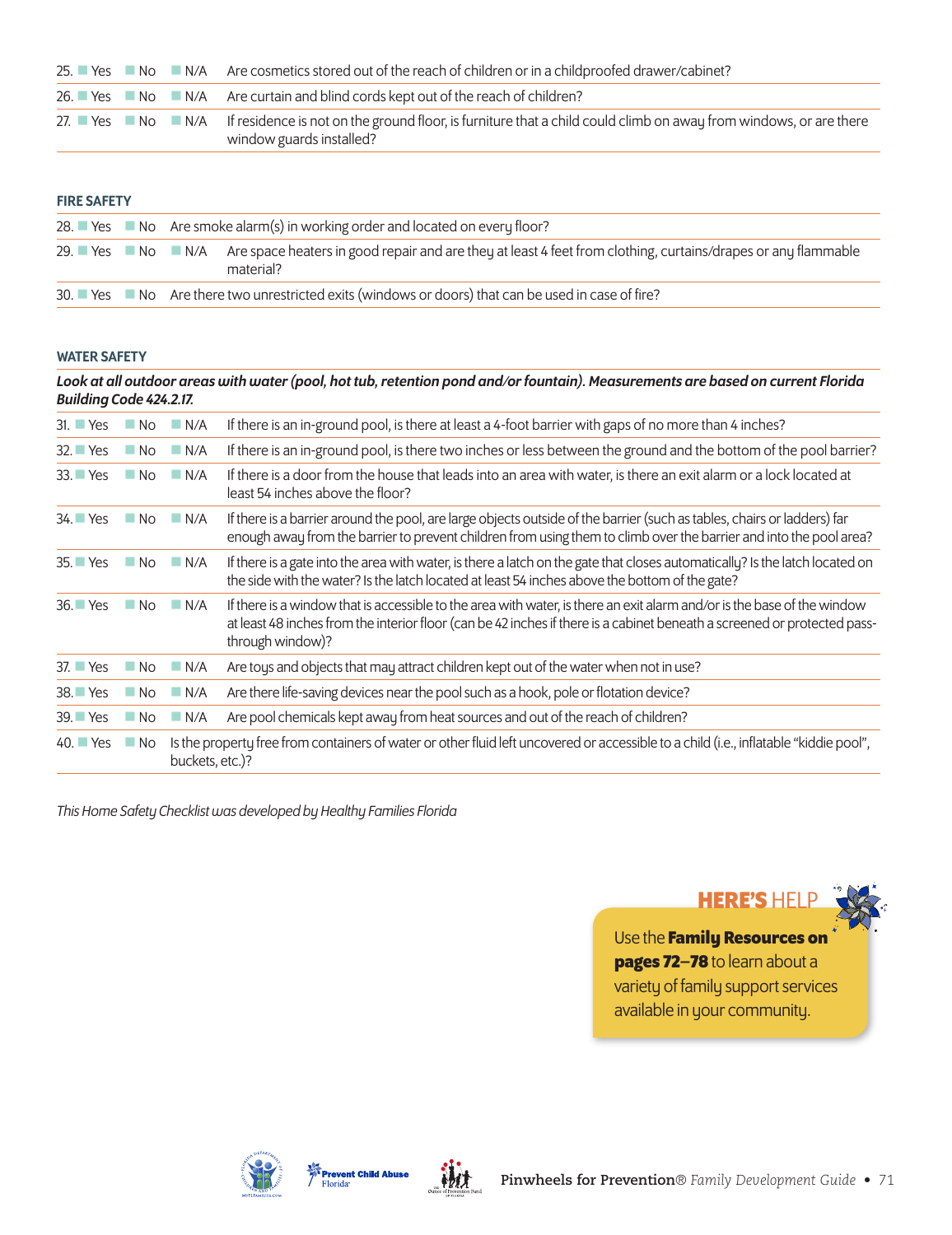25. ■ Yes ■ No ■ N/A Are cosmetics stored out of the reach of children or in a childproofed drawer/cabinet?

26. ■ Yes ■ No ■ N/A Are curtain and blind cords kept out of the reach of children?

27. ■ Yes ■ No ■ N/A If residence is not on the ground floor, is furniture that a child could climb on away from windows, or are there window guards installed?

## FIRE SAFETY

28. ■ Yes ■ No Are smoke alarm(s) in working order and located on every floor?

29. ■ Yes ■ No ■ N/A Are space heaters in good repair and are they at least 4 feet from clothing, curtains/drapes or any flammable material?

30. ■ Yes ■ No Are there two unrestricted exits (windows or doors) that can be used in case of fire?

## WATER SAFETY

***Look at all outdoor areas with water (pool, hot tub, retention pond and/or fountain). Measurements are based on current Florida Building Code 424.2.17.***

31. ■ Yes ■ No ■ N/A If there is an in-ground pool, is there at least a 4-foot barrier with gaps of no more than 4 inches?

32. ■ Yes ■ No ■ N/A If there is an in-ground pool, is there two inches or less between the ground and the bottom of the pool barrier?

33. ■ Yes ■ No ■ N/A If there is a door from the house that leads into an area with water, is there an exit alarm or a lock located at least 54 inches above the floor?

34. ■ Yes ■ No ■ N/A If there is a barrier around the pool, are large objects outside of the barrier (such as tables, chairs or ladders) far enough away from the barrier to prevent children from using them to climb over the barrier and into the pool area?

35. ■ Yes ■ No ■ N/A If there is a gate into the area with water, is there a latch on the gate that closes automatically? Is the latch located on the side with the water? Is the latch located at least 54 inches above the bottom of the gate?

36. ■ Yes ■ No ■ N/A If there is a window that is accessible to the area with water, is there an exit alarm and/or is the base of the window at least 48 inches from the interior floor (can be 42 inches if there is a cabinet beneath a screened or protected pass-through window)?

37. ■ Yes ■ No ■ N/A Are toys and objects that may attract children kept out of the water when not in use?

38. ■ Yes ■ No ■ N/A Are there life-saving devices near the pool such as a hook, pole or flotation device?

39. ■ Yes ■ No ■ N/A Are pool chemicals kept away from heat sources and out of the reach of children?

40. ■ Yes ■ No Is the property free from containers of water or other fluid left uncovered or accessible to a child (i.e., inflatable "kiddie pool", buckets, etc.)?

*This Home Safety Checklist was developed by Healthy Families Florida*

**HERE'S HELP**

Use the **Family Resources on pages 72–78** to learn about a variety of family support services available in your community.